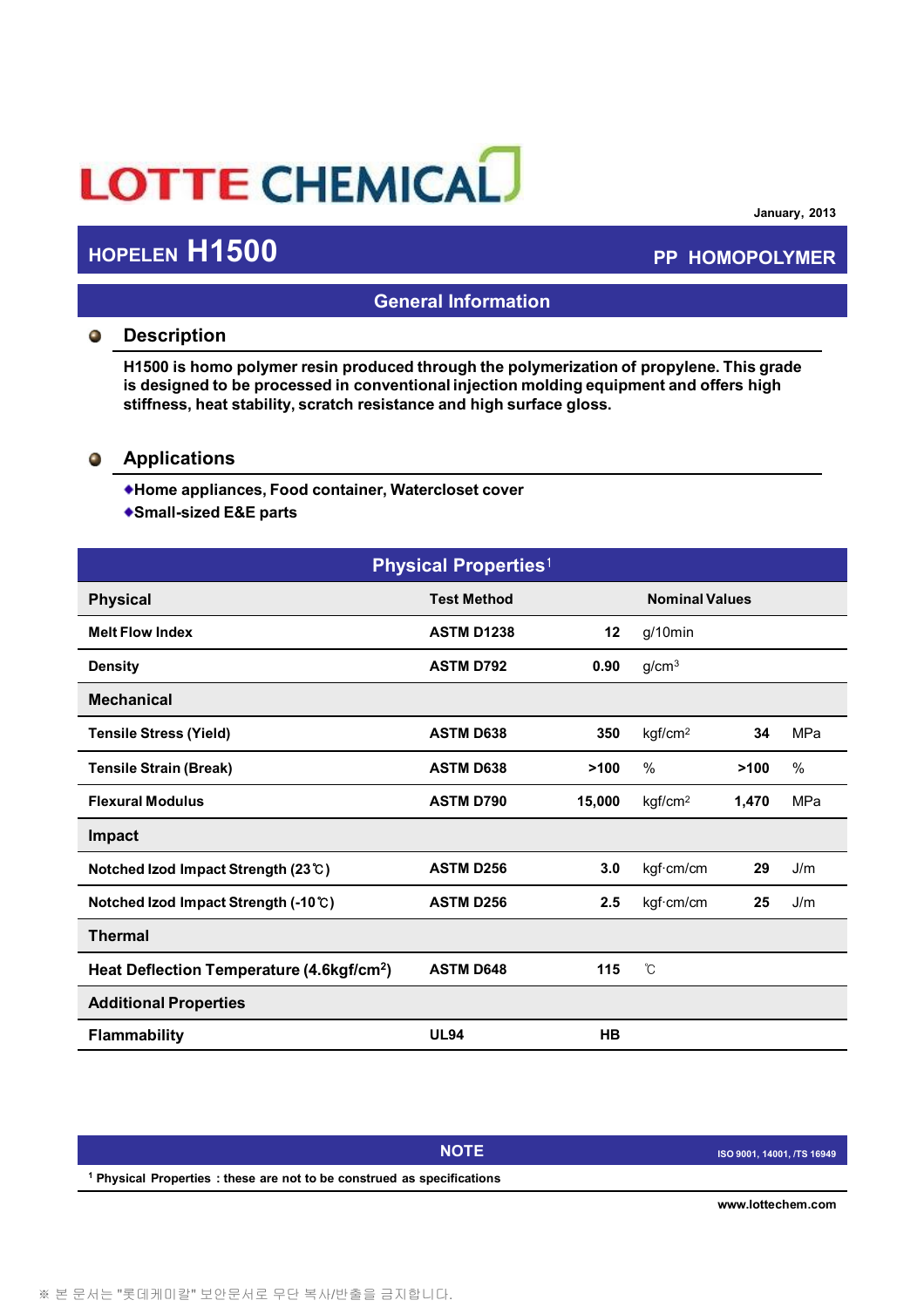# LOTTE CHEMICAL

January, 2013

## HOPELEN H1500 — PP HOMOPOLYMER

## General Information

### Description

**H1500 is homo polymer resin produced through the polymerization of propylene. This grade is designed to be processed in conventional injection molding equipment and offers high stiffness, heat stability, scratch resistance and high surface gloss.**

### Applications

- **Home appliances, Food container, Watercloset cover**
- **Small-sized E&E parts**

## Physical Properties[1]

| Physical | Test Method | Nominal Values | | | |
|---|---|---|---|---|---|
| Melt Flow Index | ASTM D1238 | 12 | g/10min | | |
| Density | ASTM D792 | 0.90 | g/cm$^3$ | | |
| **Mechanical** | | | | | |
| Tensile Stress (Yield) | ASTM D638 | 350 | kgf/cm$^2$ | 34 | MPa |
| Tensile Strain (Break) | ASTM D638 | >100 | % | >100 | % |
| Flexural Modulus | ASTM D790 | 15,000 | kgf/cm$^2$ | 1,470 | MPa |
| **Impact** | | | | | |
| Notched Izod Impact Strength (23℃) | ASTM D256 | 3.0 | kgf·cm/cm | 29 | J/m |
| Notched Izod Impact Strength (-10℃) | ASTM D256 | 2.5 | kgf·cm/cm | 25 | J/m |
| **Thermal** | | | | | |
| Heat Deflection Temperature (4.6kgf/cm$^2$) | ASTM D648 | 115 | ℃ | | |
| **Additional Properties** | | | | | |
| Flammability | UL94 | HB | | | |

**NOTE** — ISO 9001, 14001, /TS 16949

[1] Physical Properties : these are not to be construed as specifications

www.lottechem.com

※ 본 문서는 "롯데케미칼" 보안문서로 무단 복사/반출을 금지합니다.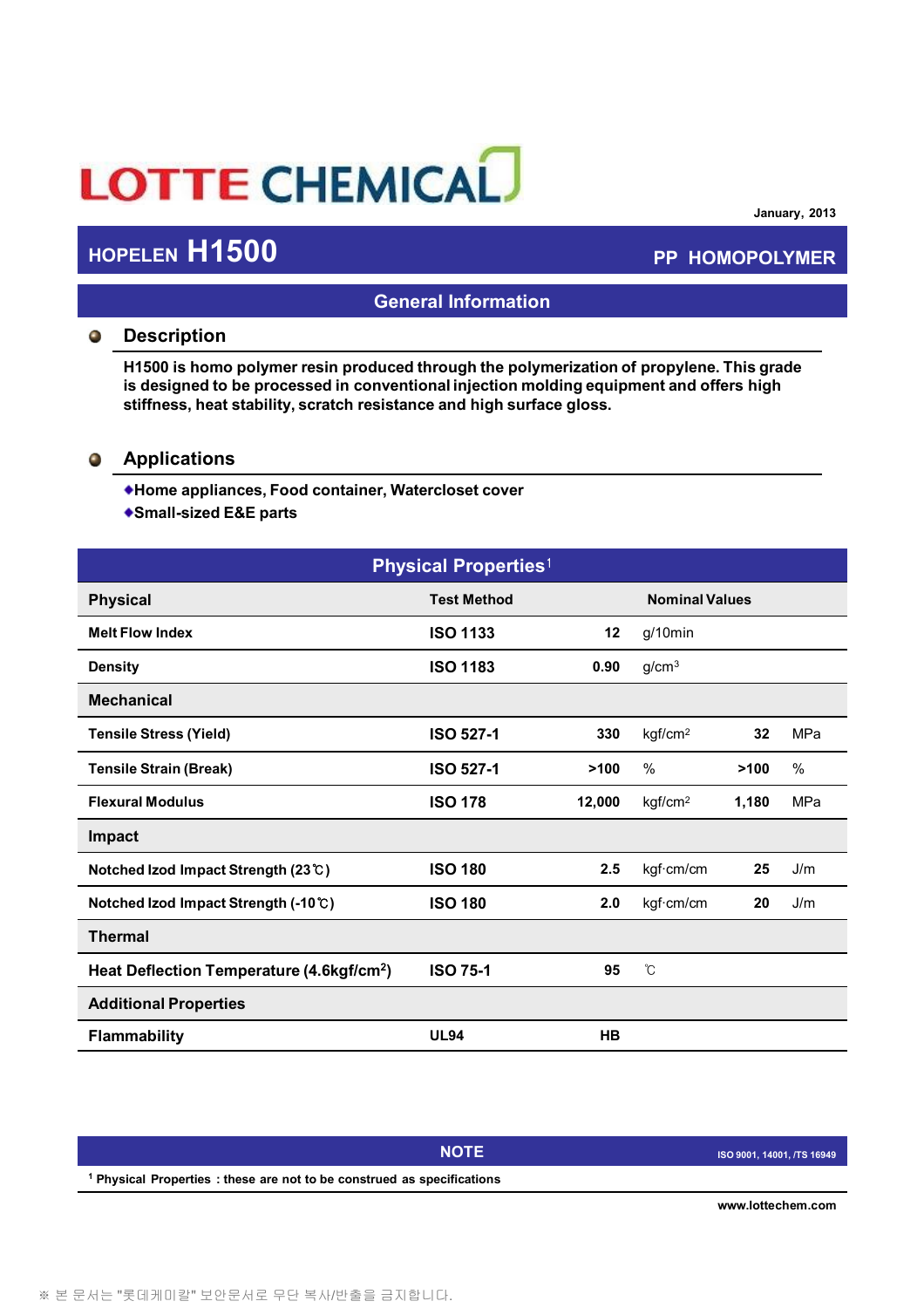# LOTTE CHEMICAL

January, 2013

## HOPELEN H1500 — PP HOMOPOLYMER

### General Information

#### Description

H1500 is homo polymer resin produced through the polymerization of propylene. This grade is designed to be processed in conventional injection molding equipment and offers high stiffness, heat stability, scratch resistance and high surface gloss.

#### Applications

- Home appliances, Food container, Watercloset cover
- Small-sized E&E parts

### Physical Properties[1]

| Physical | Test Method | Nominal Values | | | |
|---|---|---|---|---|---|
| Melt Flow Index | ISO 1133 | 12 | g/10min | | |
| Density | ISO 1183 | 0.90 | $g/cm^3$ | | |
| **Mechanical** | | | | | |
| Tensile Stress (Yield) | ISO 527-1 | 330 | $kgf/cm^2$ | 32 | MPa |
| Tensile Strain (Break) | ISO 527-1 | >100 | % | >100 | % |
| Flexural Modulus | ISO 178 | 12,000 | $kgf/cm^2$ | 1,180 | MPa |
| **Impact** | | | | | |
| Notched Izod Impact Strength (23℃) | ISO 180 | 2.5 | kgf·cm/cm | 25 | J/m |
| Notched Izod Impact Strength (-10℃) | ISO 180 | 2.0 | kgf·cm/cm | 20 | J/m |
| **Thermal** | | | | | |
| Heat Deflection Temperature ($4.6kgf/cm^2$) | ISO 75-1 | 95 | ℃ | | |
| **Additional Properties** | | | | | |
| Flammability | UL94 | HB | | | |

**NOTE** — ISO 9001, 14001, /TS 16949

[1] Physical Properties : these are not to be construed as specifications

www.lottechem.com

※ 본 문서는 "롯데케미칼" 보안문서로 무단 복사/반출을 금지합니다.